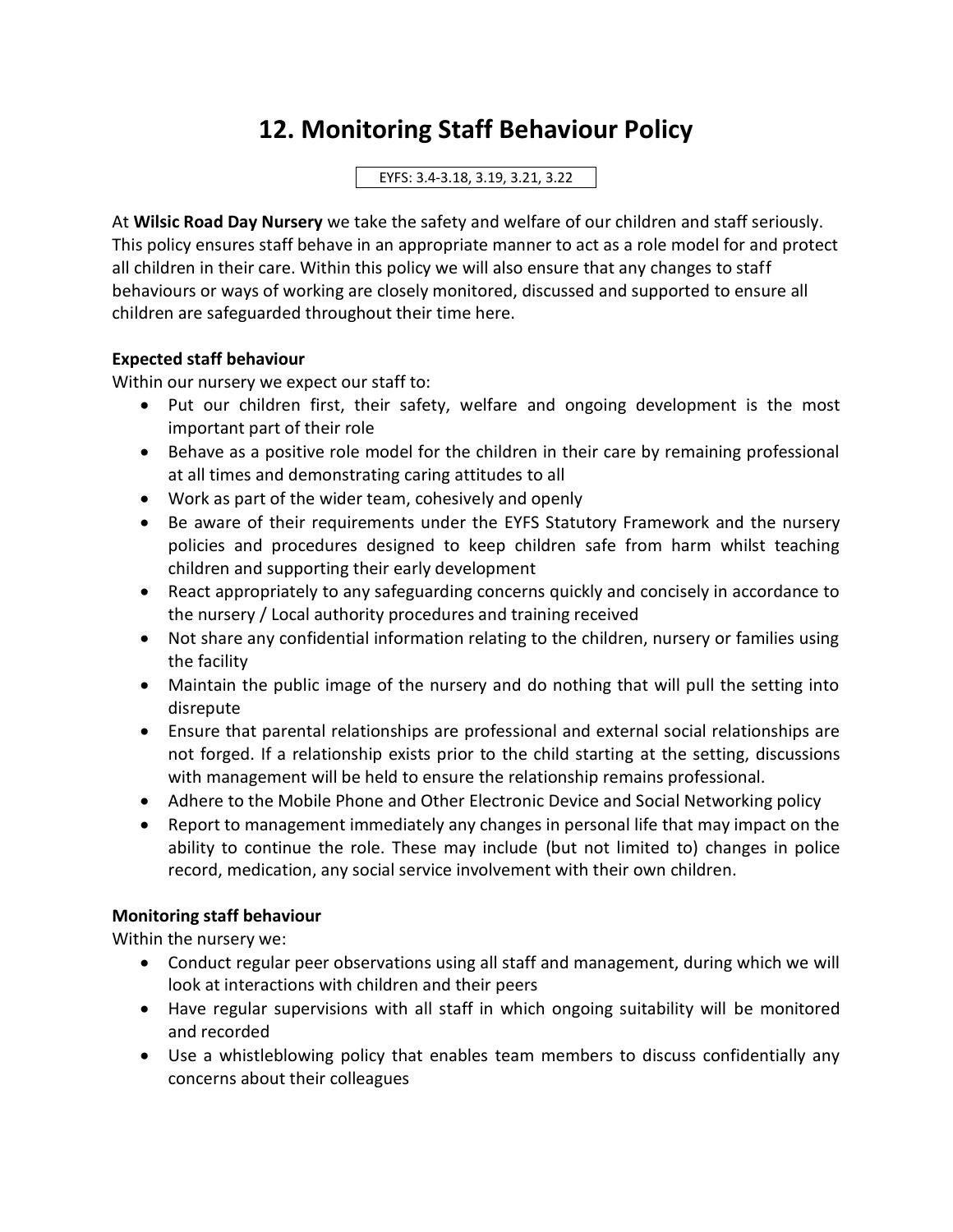# 12. Monitoring Staff Behaviour Policy

EYFS: 3.4-3.18, 3.19, 3.21, 3.22

At **Wilsic Road Day Nursery** we take the safety and welfare of our children and staff seriously. This policy ensures staff behave in an appropriate manner to act as a role model for and protect all children in their care. Within this policy we will also ensure that any changes to staff behaviours or ways of working are closely monitored, discussed and supported to ensure all children are safeguarded throughout their time here.

**Expected staff behaviour**

Within our nursery we expect our staff to:

- Put our children first, their safety, welfare and ongoing development is the most important part of their role
- Behave as a positive role model for the children in their care by remaining professional at all times and demonstrating caring attitudes to all
- Work as part of the wider team, cohesively and openly
- Be aware of their requirements under the EYFS Statutory Framework and the nursery policies and procedures designed to keep children safe from harm whilst teaching children and supporting their early development
- React appropriately to any safeguarding concerns quickly and concisely in accordance to the nursery / Local authority procedures and training received
- Not share any confidential information relating to the children, nursery or families using the facility
- Maintain the public image of the nursery and do nothing that will pull the setting into disrepute
- Ensure that parental relationships are professional and external social relationships are not forged. If a relationship exists prior to the child starting at the setting, discussions with management will be held to ensure the relationship remains professional.
- Adhere to the Mobile Phone and Other Electronic Device and Social Networking policy
- Report to management immediately any changes in personal life that may impact on the ability to continue the role. These may include (but not limited to) changes in police record, medication, any social service involvement with their own children.

**Monitoring staff behaviour**

Within the nursery we:

- Conduct regular peer observations using all staff and management, during which we will look at interactions with children and their peers
- Have regular supervisions with all staff in which ongoing suitability will be monitored and recorded
- Use a whistleblowing policy that enables team members to discuss confidentially any concerns about their colleagues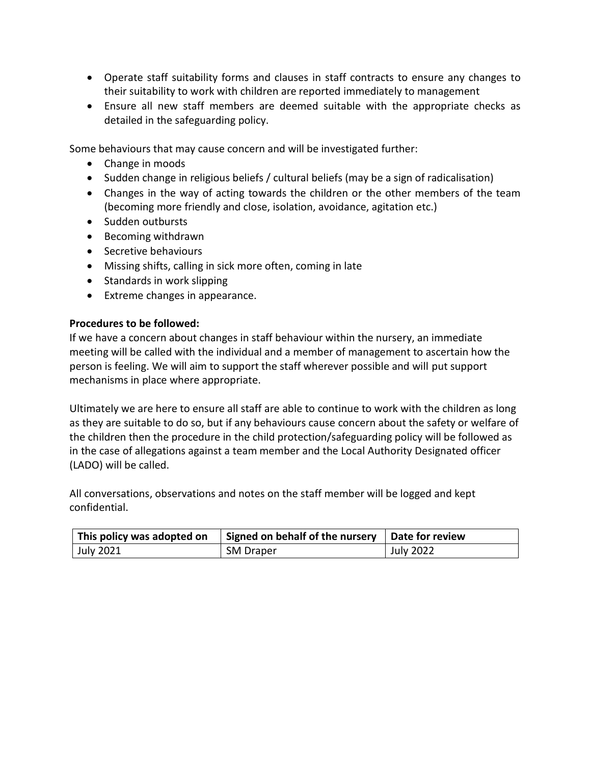- Operate staff suitability forms and clauses in staff contracts to ensure any changes to their suitability to work with children are reported immediately to management
- Ensure all new staff members are deemed suitable with the appropriate checks as detailed in the safeguarding policy.

Some behaviours that may cause concern and will be investigated further:

- Change in moods
- Sudden change in religious beliefs / cultural beliefs (may be a sign of radicalisation)
- Changes in the way of acting towards the children or the other members of the team (becoming more friendly and close, isolation, avoidance, agitation etc.)
- Sudden outbursts
- Becoming withdrawn
- Secretive behaviours
- Missing shifts, calling in sick more often, coming in late
- Standards in work slipping
- Extreme changes in appearance.

**Procedures to be followed:**

If we have a concern about changes in staff behaviour within the nursery, an immediate meeting will be called with the individual and a member of management to ascertain how the person is feeling. We will aim to support the staff wherever possible and will put support mechanisms in place where appropriate.

Ultimately we are here to ensure all staff are able to continue to work with the children as long as they are suitable to do so, but if any behaviours cause concern about the safety or welfare of the children then the procedure in the child protection/safeguarding policy will be followed as in the case of allegations against a team member and the Local Authority Designated officer (LADO) will be called.

All conversations, observations and notes on the staff member will be logged and kept confidential.

| This policy was adopted on | Signed on behalf of the nursery | Date for review |
| --- | --- | --- |
| July 2021 | SM Draper | July 2022 |